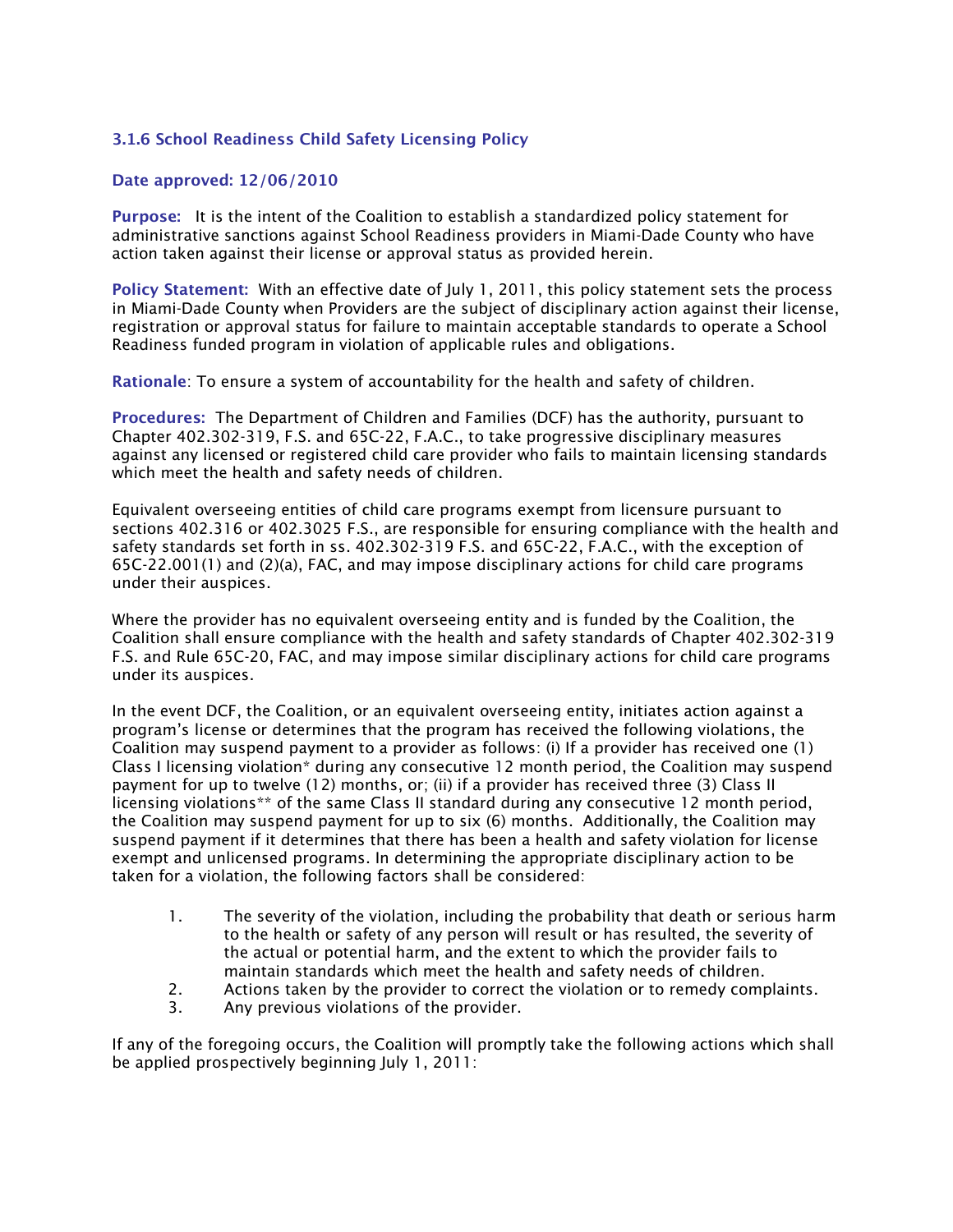### 3.1.6 School Readiness Child Safety Licensing Policy

**Date approved: 12/06/2010**

**Purpose:** It is the intent of the Coalition to establish a standardized policy statement for administrative sanctions against School Readiness providers in Miami-Dade County who have action taken against their license or approval status as provided herein.

**Policy Statement:** With an effective date of July 1, 2011, this policy statement sets the process in Miami-Dade County when Providers are the subject of disciplinary action against their license, registration or approval status for failure to maintain acceptable standards to operate a School Readiness funded program in violation of applicable rules and obligations.

**Rationale**: To ensure a system of accountability for the health and safety of children.

**Procedures:** The Department of Children and Families (DCF) has the authority, pursuant to Chapter 402.302-319, F.S. and 65C-22, F.A.C., to take progressive disciplinary measures against any licensed or registered child care provider who fails to maintain licensing standards which meet the health and safety needs of children.

Equivalent overseeing entities of child care programs exempt from licensure pursuant to sections 402.316 or 402.3025 F.S., are responsible for ensuring compliance with the health and safety standards set forth in ss. 402.302-319 F.S. and 65C-22, F.A.C., with the exception of 65C-22.001(1) and (2)(a), FAC, and may impose disciplinary actions for child care programs under their auspices.

Where the provider has no equivalent overseeing entity and is funded by the Coalition, the Coalition shall ensure compliance with the health and safety standards of Chapter 402.302-319 F.S. and Rule 65C-20, FAC, and may impose similar disciplinary actions for child care programs under its auspices.

In the event DCF, the Coalition, or an equivalent overseeing entity, initiates action against a program's license or determines that the program has received the following violations, the Coalition may suspend payment to a provider as follows: (i) If a provider has received one (1) Class I licensing violation* during any consecutive 12 month period, the Coalition may suspend payment for up to twelve (12) months, or; (ii) if a provider has received three (3) Class II licensing violations** of the same Class II standard during any consecutive 12 month period, the Coalition may suspend payment for up to six (6) months. Additionally, the Coalition may suspend payment if it determines that there has been a health and safety violation for license exempt and unlicensed programs. In determining the appropriate disciplinary action to be taken for a violation, the following factors shall be considered:

1. The severity of the violation, including the probability that death or serious harm to the health or safety of any person will result or has resulted, the severity of the actual or potential harm, and the extent to which the provider fails to maintain standards which meet the health and safety needs of children.
2. Actions taken by the provider to correct the violation or to remedy complaints.
3. Any previous violations of the provider.

If any of the foregoing occurs, the Coalition will promptly take the following actions which shall be applied prospectively beginning July 1, 2011: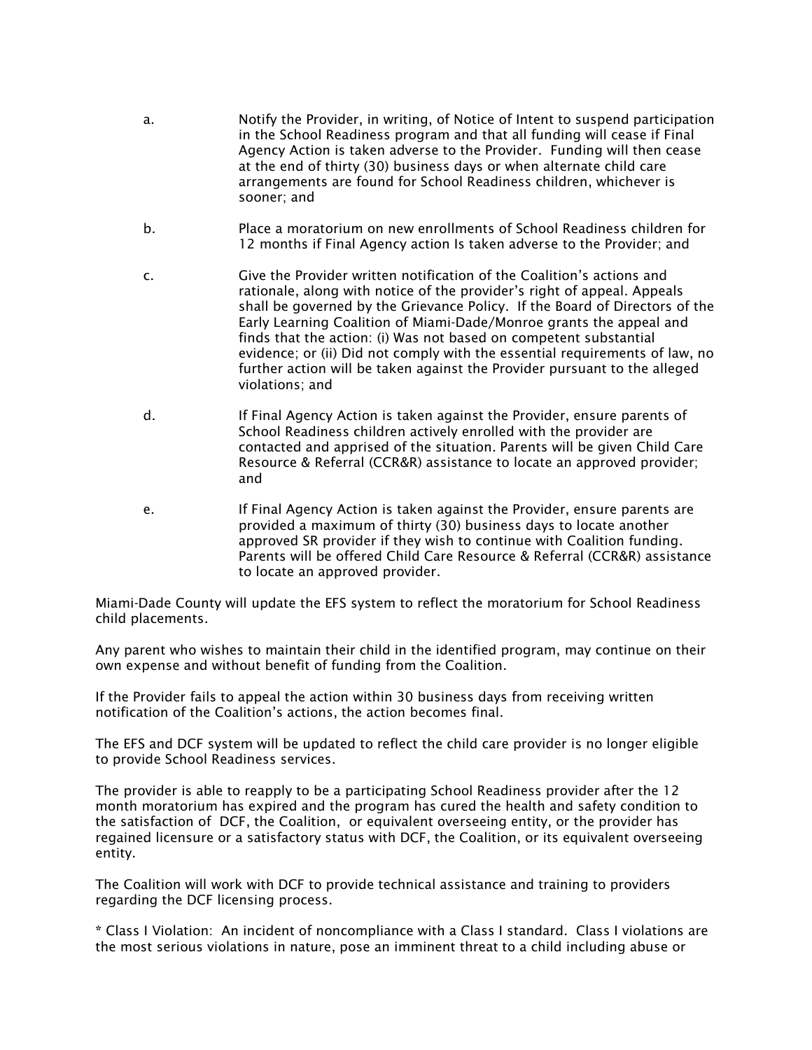a. Notify the Provider, in writing, of Notice of Intent to suspend participation in the School Readiness program and that all funding will cease if Final Agency Action is taken adverse to the Provider. Funding will then cease at the end of thirty (30) business days or when alternate child care arrangements are found for School Readiness children, whichever is sooner; and

b. Place a moratorium on new enrollments of School Readiness children for 12 months if Final Agency action Is taken adverse to the Provider; and

c. Give the Provider written notification of the Coalition's actions and rationale, along with notice of the provider's right of appeal. Appeals shall be governed by the Grievance Policy. If the Board of Directors of the Early Learning Coalition of Miami-Dade/Monroe grants the appeal and finds that the action: (i) Was not based on competent substantial evidence; or (ii) Did not comply with the essential requirements of law, no further action will be taken against the Provider pursuant to the alleged violations; and

d. If Final Agency Action is taken against the Provider, ensure parents of School Readiness children actively enrolled with the provider are contacted and apprised of the situation. Parents will be given Child Care Resource & Referral (CCR&R) assistance to locate an approved provider; and

e. If Final Agency Action is taken against the Provider, ensure parents are provided a maximum of thirty (30) business days to locate another approved SR provider if they wish to continue with Coalition funding. Parents will be offered Child Care Resource & Referral (CCR&R) assistance to locate an approved provider.

Miami-Dade County will update the EFS system to reflect the moratorium for School Readiness child placements.

Any parent who wishes to maintain their child in the identified program, may continue on their own expense and without benefit of funding from the Coalition.

If the Provider fails to appeal the action within 30 business days from receiving written notification of the Coalition's actions, the action becomes final.

The EFS and DCF system will be updated to reflect the child care provider is no longer eligible to provide School Readiness services.

The provider is able to reapply to be a participating School Readiness provider after the 12 month moratorium has expired and the program has cured the health and safety condition to the satisfaction of DCF, the Coalition, or equivalent overseeing entity, or the provider has regained licensure or a satisfactory status with DCF, the Coalition, or its equivalent overseeing entity.

The Coalition will work with DCF to provide technical assistance and training to providers regarding the DCF licensing process.

* Class I Violation: An incident of noncompliance with a Class I standard. Class I violations are the most serious violations in nature, pose an imminent threat to a child including abuse or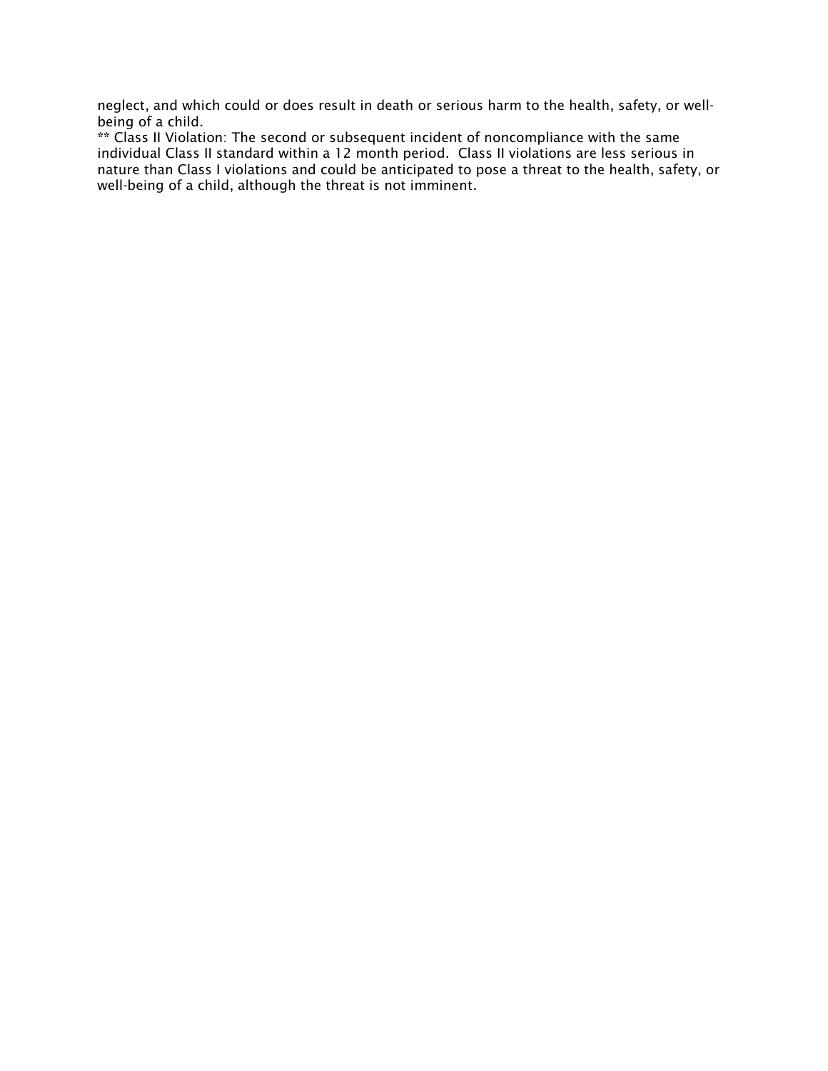neglect, and which could or does result in death or serious harm to the health, safety, or well-being of a child.

** Class II Violation: The second or subsequent incident of noncompliance with the same individual Class II standard within a 12 month period. Class II violations are less serious in nature than Class I violations and could be anticipated to pose a threat to the health, safety, or well-being of a child, although the threat is not imminent.